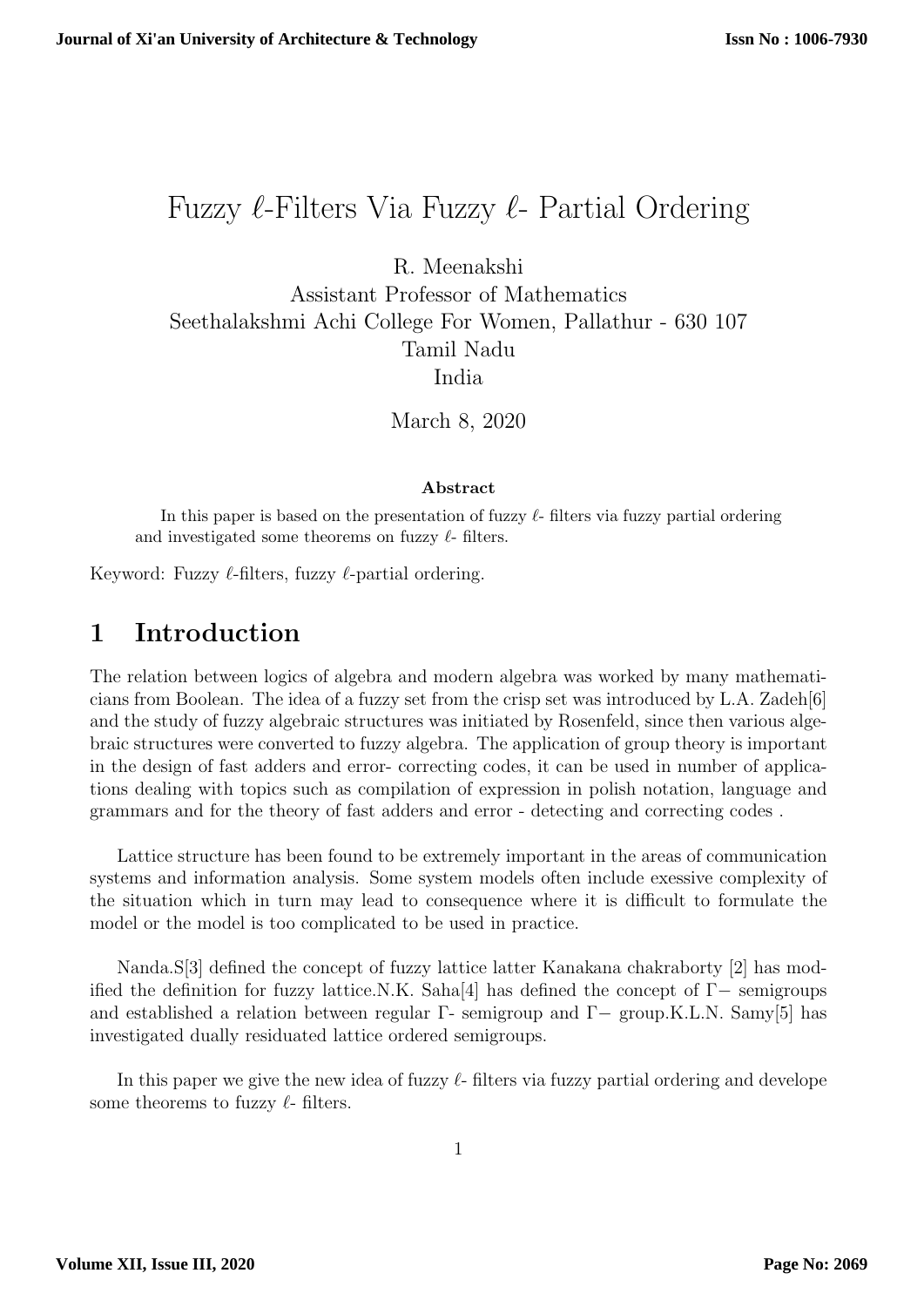# Fuzzy $\ell$-Filters Via Fuzzy $\ell$- Partial Ordering

R. Meenakshi
Assistant Professor of Mathematics
Seethalakshmi Achi College For Women, Pallathur - 630 107
Tamil Nadu
India

March 8, 2020

### Abstract

In this paper is based on the presentation of fuzzy $\ell$- filters via fuzzy partial ordering and investigated some theorems on fuzzy $\ell$- filters.

Keyword: Fuzzy $\ell$-filters, fuzzy $\ell$-partial ordering.

## 1 Introduction

The relation between logics of algebra and modern algebra was worked by many mathematicians from Boolean. The idea of a fuzzy set from the crisp set was introduced by L.A. Zadeh[6] and the study of fuzzy algebraic structures was initiated by Rosenfeld, since then various algebraic structures were converted to fuzzy algebra. The application of group theory is important in the design of fast adders and error- correcting codes, it can be used in number of applications dealing with topics such as compilation of expression in polish notation, language and grammars and for the theory of fast adders and error - detecting and correcting codes .

Lattice structure has been found to be extremely important in the areas of communication systems and information analysis. Some system models often include exessive complexity of the situation which in turn may lead to consequence where it is difficult to formulate the model or the model is too complicated to be used in practice.

Nanda.S[3] defined the concept of fuzzy lattice latter Kanakana chakraborty [2] has modified the definition for fuzzy lattice.N.K. Saha[4] has defined the concept of $\Gamma-$ semigroups and established a relation between regular $\Gamma$- semigroup and $\Gamma-$ group.K.L.N. Samy[5] has investigated dually residuated lattice ordered semigroups.

In this paper we give the new idea of fuzzy $\ell$- filters via fuzzy partial ordering and develope some theorems to fuzzy $\ell$- filters.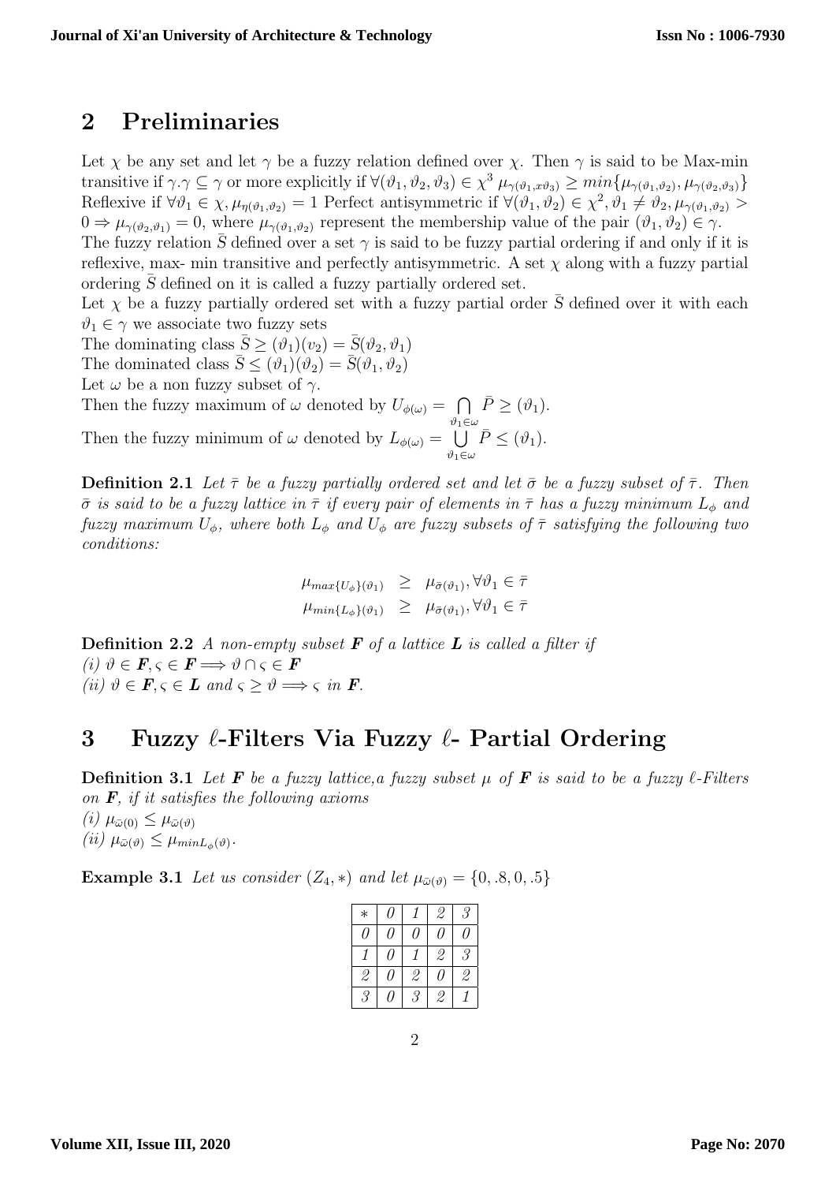## 2 Preliminaries

Let $\chi$ be any set and let $\gamma$ be a fuzzy relation defined over $\chi$. Then $\gamma$ is said to be Max-min transitive if $\gamma.\gamma \subseteq \gamma$ or more explicitly if $\forall(\vartheta_1, \vartheta_2, \vartheta_3) \in \chi^3$ $\mu_{\gamma(\vartheta_1, x\vartheta_3)} \geq min\{\mu_{\gamma(\vartheta_1,\vartheta_2)}, \mu_{\gamma(\vartheta_2,\vartheta_3)}\}$ Reflexive if $\forall\vartheta_1 \in \chi, \mu_{\eta(\vartheta_1,\vartheta_2)} = 1$ Perfect antisymmetric if $\forall(\vartheta_1, \vartheta_2) \in \chi^2, \vartheta_1 \neq \vartheta_2, \mu_{\gamma(\vartheta_1,\vartheta_2)} > 0 \Rightarrow \mu_{\gamma(\vartheta_2,\vartheta_1)} = 0$, where $\mu_{\gamma(\vartheta_1,\vartheta_2)}$ represent the membership value of the pair $(\vartheta_1, \vartheta_2) \in \gamma$.
The fuzzy relation $\bar{S}$ defined over a set $\gamma$ is said to be fuzzy partial ordering if and only if it is reflexive, max- min transitive and perfectly antisymmetric. A set $\chi$ along with a fuzzy partial ordering $\bar{S}$ defined on it is called a fuzzy partially ordered set.
Let $\chi$ be a fuzzy partially ordered set with a fuzzy partial order $\bar{S}$ defined over it with each $\vartheta_1 \in \gamma$ we associate two fuzzy sets
The dominating class $\bar{S} \geq (\vartheta_1)(v_2) = \bar{S}(\vartheta_2, \vartheta_1)$
The dominated class $\bar{S} \leq (\vartheta_1)(\vartheta_2) = \bar{S}(\vartheta_1, \vartheta_2)$
Let $\omega$ be a non fuzzy subset of $\gamma$.
Then the fuzzy maximum of $\omega$ denoted by $U_{\phi(\omega)} = \bigcap\limits_{\vartheta_1 \in \omega} \bar{P} \geq (\vartheta_1)$.
Then the fuzzy minimum of $\omega$ denoted by $L_{\phi(\omega)} = \bigcup\limits_{\vartheta_1 \in \omega} \bar{P} \leq (\vartheta_1)$.

**Definition 2.1** *Let $\bar{\tau}$ be a fuzzy partially ordered set and let $\bar{\sigma}$ be a fuzzy subset of $\bar{\tau}$. Then $\bar{\sigma}$ is said to be a fuzzy lattice in $\bar{\tau}$ if every pair of elements in $\bar{\tau}$ has a fuzzy minimum $L_\phi$ and fuzzy maximum $U_\phi$, where both $L_\phi$ and $U_\phi$ are fuzzy subsets of $\bar{\tau}$ satisfying the following two conditions:*

$$\mu_{max\{U_\phi\}(\vartheta_1)} \geq \mu_{\bar{\sigma}(\vartheta_1)}, \forall\vartheta_1 \in \bar{\tau}$$
$$\mu_{min\{L_\phi\}(\vartheta_1)} \geq \mu_{\bar{\sigma}(\vartheta_1)}, \forall\vartheta_1 \in \bar{\tau}$$

**Definition 2.2** *A non-empty subset **F** of a lattice **L** is called a filter if*
*(i) $\vartheta \in \boldsymbol{F}, \varsigma \in \boldsymbol{F} \Longrightarrow \vartheta \cap \varsigma \in \boldsymbol{F}$*
*(ii) $\vartheta \in \boldsymbol{F}, \varsigma \in \boldsymbol{L}$ and $\varsigma \geq \vartheta \Longrightarrow \varsigma$ in **F**.*

## 3 Fuzzy $\ell$-Filters Via Fuzzy $\ell$- Partial Ordering

**Definition 3.1** *Let **F** be a fuzzy lattice,a fuzzy subset $\mu$ of **F** is said to be a fuzzy $\ell$-Filters on **F**, if it satisfies the following axioms*
*(i) $\mu_{\bar{\omega}(0)} \leq \mu_{\bar{\omega}(\vartheta)}$*
*(ii) $\mu_{\bar{\omega}(\vartheta)} \leq \mu_{minL_\phi(\vartheta)}$.*

**Example 3.1** *Let us consider $(Z_4, *)$ and let $\mu_{\bar{\omega}(\vartheta)} = \{0, .8, 0, .5\}$*

| * | 0 | 1 | 2 | 3 |
|---|---|---|---|---|
| 0 | 0 | 0 | 0 | 0 |
| 1 | 0 | 1 | 2 | 3 |
| 2 | 0 | 2 | 0 | 2 |
| 3 | 0 | 3 | 2 | 1 |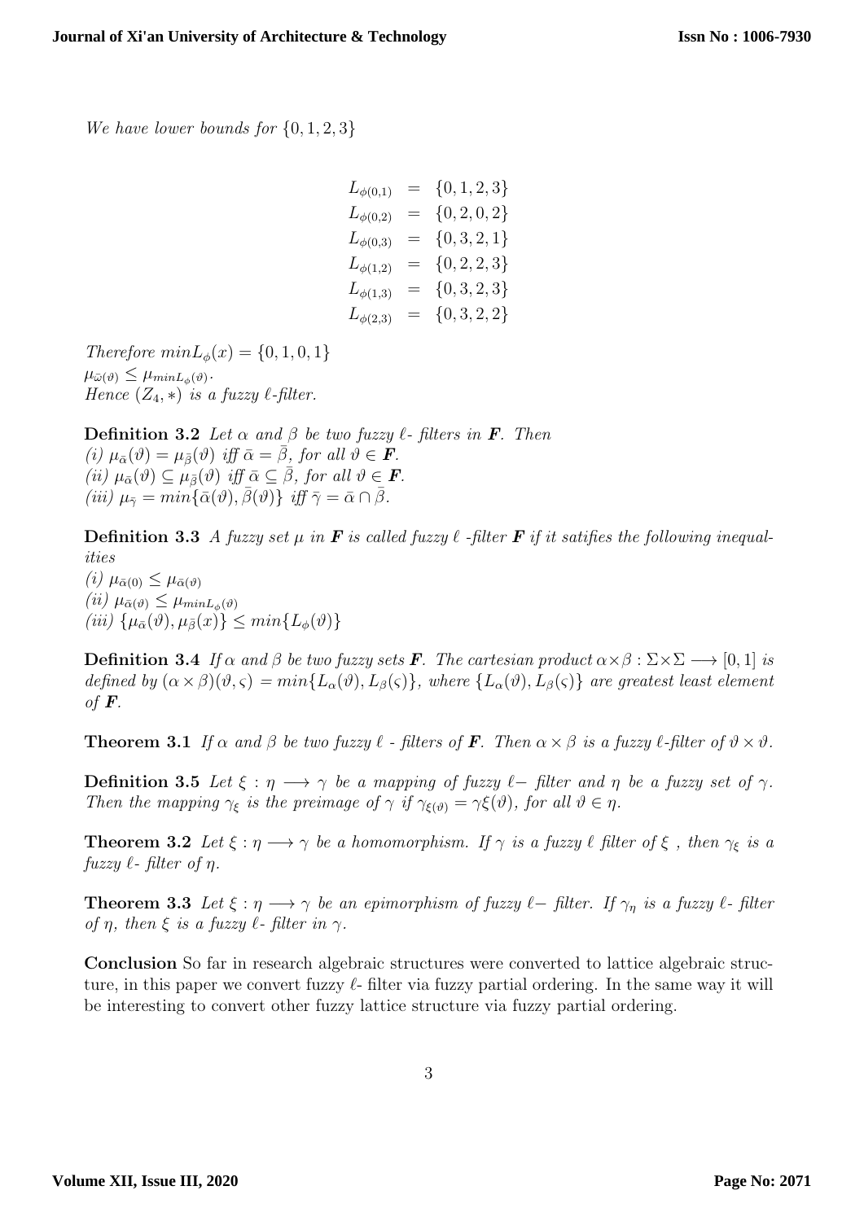*We have lower bounds for* $\{0, 1, 2, 3\}$

$$
\begin{aligned}
L_{\phi(0,1)} &= \{0, 1, 2, 3\} \\
L_{\phi(0,2)} &= \{0, 2, 0, 2\} \\
L_{\phi(0,3)} &= \{0, 3, 2, 1\} \\
L_{\phi(1,2)} &= \{0, 2, 2, 3\} \\
L_{\phi(1,3)} &= \{0, 3, 2, 3\} \\
L_{\phi(2,3)} &= \{0, 3, 2, 2\}
\end{aligned}
$$

*Therefore* $minL_\phi(x) = \{0, 1, 0, 1\}$
$\mu_{\bar{\omega}(\vartheta)} \leq \mu_{minL_\phi(\vartheta)}$.
*Hence* $(Z_4, *)$ *is a fuzzy* $\ell$*-filter.*

**Definition 3.2** *Let* $\alpha$ *and* $\beta$ *be two fuzzy* $\ell$*- filters in* $\boldsymbol{F}$*. Then*
*(i)* $\mu_{\bar{\alpha}}(\vartheta) = \mu_{\bar{\beta}}(\vartheta)$ *iff* $\bar{\alpha} = \bar{\beta}$*, for all* $\vartheta \in \boldsymbol{F}$*.*
*(ii)* $\mu_{\bar{\alpha}}(\vartheta) \subseteq \mu_{\bar{\beta}}(\vartheta)$ *iff* $\bar{\alpha} \subseteq \bar{\beta}$*, for all* $\vartheta \in \boldsymbol{F}$*.*
*(iii)* $\mu_{\bar{\gamma}} = min\{\bar{\alpha}(\vartheta), \bar{\beta}(\vartheta)\}$ *iff* $\bar{\gamma} = \bar{\alpha} \cap \bar{\beta}$*.*

**Definition 3.3** *A fuzzy set* $\mu$ *in* $\boldsymbol{F}$ *is called fuzzy* $\ell$ *-filter* $\boldsymbol{F}$ *if it satifies the following inequalities*
*(i)* $\mu_{\bar{\alpha}(0)} \leq \mu_{\bar{\alpha}(\vartheta)}$
*(ii)* $\mu_{\bar{\alpha}(\vartheta)} \leq \mu_{minL_\phi(\vartheta)}$
*(iii)* $\{\mu_{\bar{\alpha}}(\vartheta), \mu_{\bar{\beta}}(x)\} \leq min\{L_\phi(\vartheta)\}$

**Definition 3.4** *If* $\alpha$ *and* $\beta$ *be two fuzzy sets* $\boldsymbol{F}$*. The cartesian product* $\alpha \times \beta : \Sigma \times \Sigma \longrightarrow [0, 1]$ *is defined by* $(\alpha \times \beta)(\vartheta, \varsigma) = min\{L_\alpha(\vartheta), L_\beta(\varsigma)\}$*, where* $\{L_\alpha(\vartheta), L_\beta(\varsigma)\}$ *are greatest least element of* $\boldsymbol{F}$*.*

**Theorem 3.1** *If* $\alpha$ *and* $\beta$ *be two fuzzy* $\ell$ *- filters of* $\boldsymbol{F}$*. Then* $\alpha \times \beta$ *is a fuzzy* $\ell$*-filter of* $\vartheta \times \vartheta$*.*

**Definition 3.5** *Let* $\xi : \eta \longrightarrow \gamma$ *be a mapping of fuzzy* $\ell-$ *filter and* $\eta$ *be a fuzzy set of* $\gamma$*. Then the mapping* $\gamma_\xi$ *is the preimage of* $\gamma$ *if* $\gamma_{\xi(\vartheta)} = \gamma\xi(\vartheta)$*, for all* $\vartheta \in \eta$*.*

**Theorem 3.2** *Let* $\xi : \eta \longrightarrow \gamma$ *be a homomorphism. If* $\gamma$ *is a fuzzy* $\ell$ *filter of* $\xi$ *, then* $\gamma_\xi$ *is a fuzzy* $\ell$*- filter of* $\eta$*.*

**Theorem 3.3** *Let* $\xi : \eta \longrightarrow \gamma$ *be an epimorphism of fuzzy* $\ell-$ *filter. If* $\gamma_\eta$ *is a fuzzy* $\ell$*- filter of* $\eta$*, then* $\xi$ *is a fuzzy* $\ell$*- filter in* $\gamma$*.*

**Conclusion** So far in research algebraic structures were converted to lattice algebraic structure, in this paper we convert fuzzy $\ell$- filter via fuzzy partial ordering. In the same way it will be interesting to convert other fuzzy lattice structure via fuzzy partial ordering.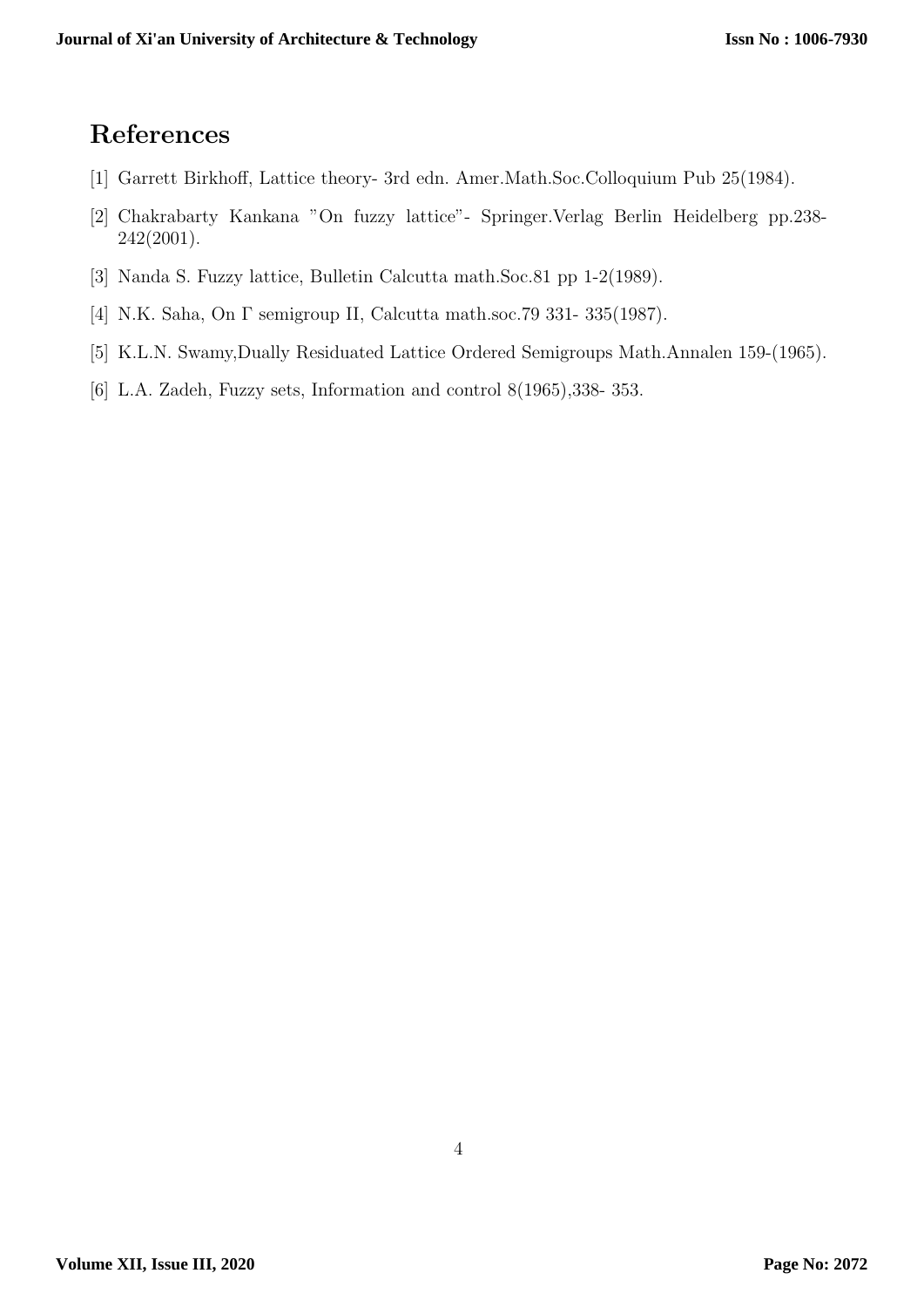## References

[1] Garrett Birkhoff, Lattice theory- 3rd edn. Amer.Math.Soc.Colloquium Pub 25(1984).

[2] Chakrabarty Kankana "On fuzzy lattice"- Springer.Verlag Berlin Heidelberg pp.238-242(2001).

[3] Nanda S. Fuzzy lattice, Bulletin Calcutta math.Soc.81 pp 1-2(1989).

[4] N.K. Saha, On Γ semigroup II, Calcutta math.soc.79 331- 335(1987).

[5] K.L.N. Swamy,Dually Residuated Lattice Ordered Semigroups Math.Annalen 159-(1965).

[6] L.A. Zadeh, Fuzzy sets, Information and control 8(1965),338- 353.